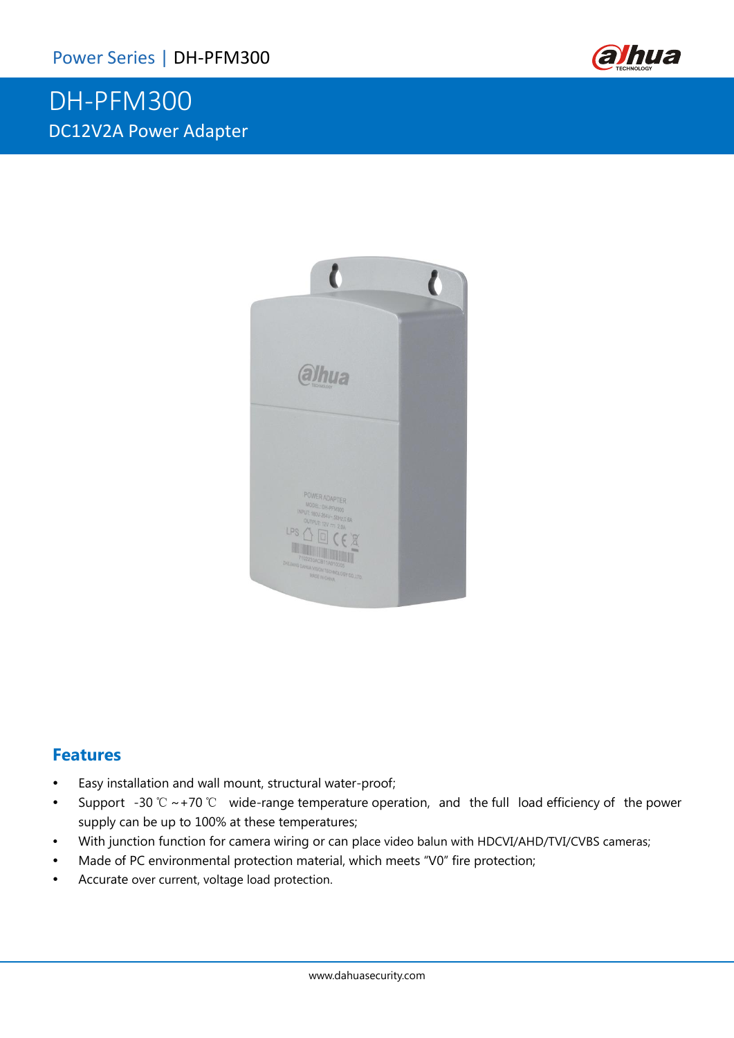# DH-PFM300

## DC12V2A Power Adapter

## Features

- Easy installation and wall mount, structural water-proof;
- Support -30 ℃ ~+70 ℃ wide-range temperature operation, and the full load efficiency of the power supply can be up to 100% at these temperatures;
- With junction function for camera wiring or can place video balun with HDCVI/AHD/TVI/CVBS cameras;
- Made of PC environmental protection material, which meets "V0" fire protection;
- Accurate over current, voltage load protection.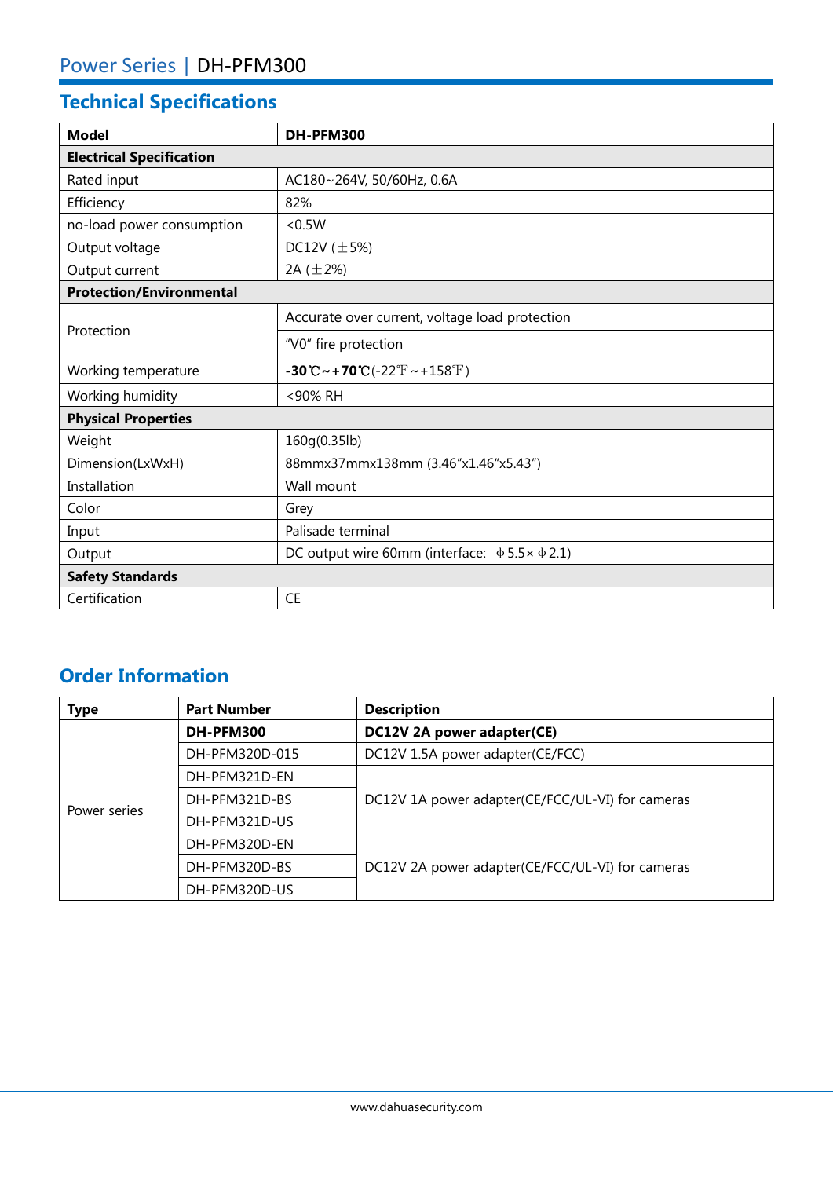Power Series | DH-PFM300

## Technical Specifications

| **Model** | **DH-PFM300** |
|---|---|
| **Electrical Specification** | |
| Rated input | AC180~264V, 50/60Hz, 0.6A |
| Efficiency | 82% |
| no-load power consumption | <0.5W |
| Output voltage | DC12V (±5%) |
| Output current | 2A (±2%) |
| **Protection/Environmental** | |
| Protection | Accurate over current, voltage load protection |
| | "V0" fire protection |
| Working temperature | **-30℃~+70℃**(-22℉~+158℉) |
| Working humidity | <90% RH |
| **Physical Properties** | |
| Weight | 160g(0.35lb) |
| Dimension(LxWxH) | 88mmx37mmx138mm (3.46"x1.46"x5.43") |
| Installation | Wall mount |
| Color | Grey |
| Input | Palisade terminal |
| Output | DC output wire 60mm (interface: ф5.5×ф2.1) |
| **Safety Standards** | |
| Certification | CE |

## Order Information

| Type | Part Number | Description |
|---|---|---|
| Power series | **DH-PFM300** | **DC12V 2A power adapter(CE)** |
| | DH-PFM320D-015 | DC12V 1.5A power adapter(CE/FCC) |
| | DH-PFM321D-EN | DC12V 1A power adapter(CE/FCC/UL-VI) for cameras |
| | DH-PFM321D-BS | |
| | DH-PFM321D-US | |
| | DH-PFM320D-EN | DC12V 2A power adapter(CE/FCC/UL-VI) for cameras |
| | DH-PFM320D-BS | |
| | DH-PFM320D-US | |

www.dahuasecurity.com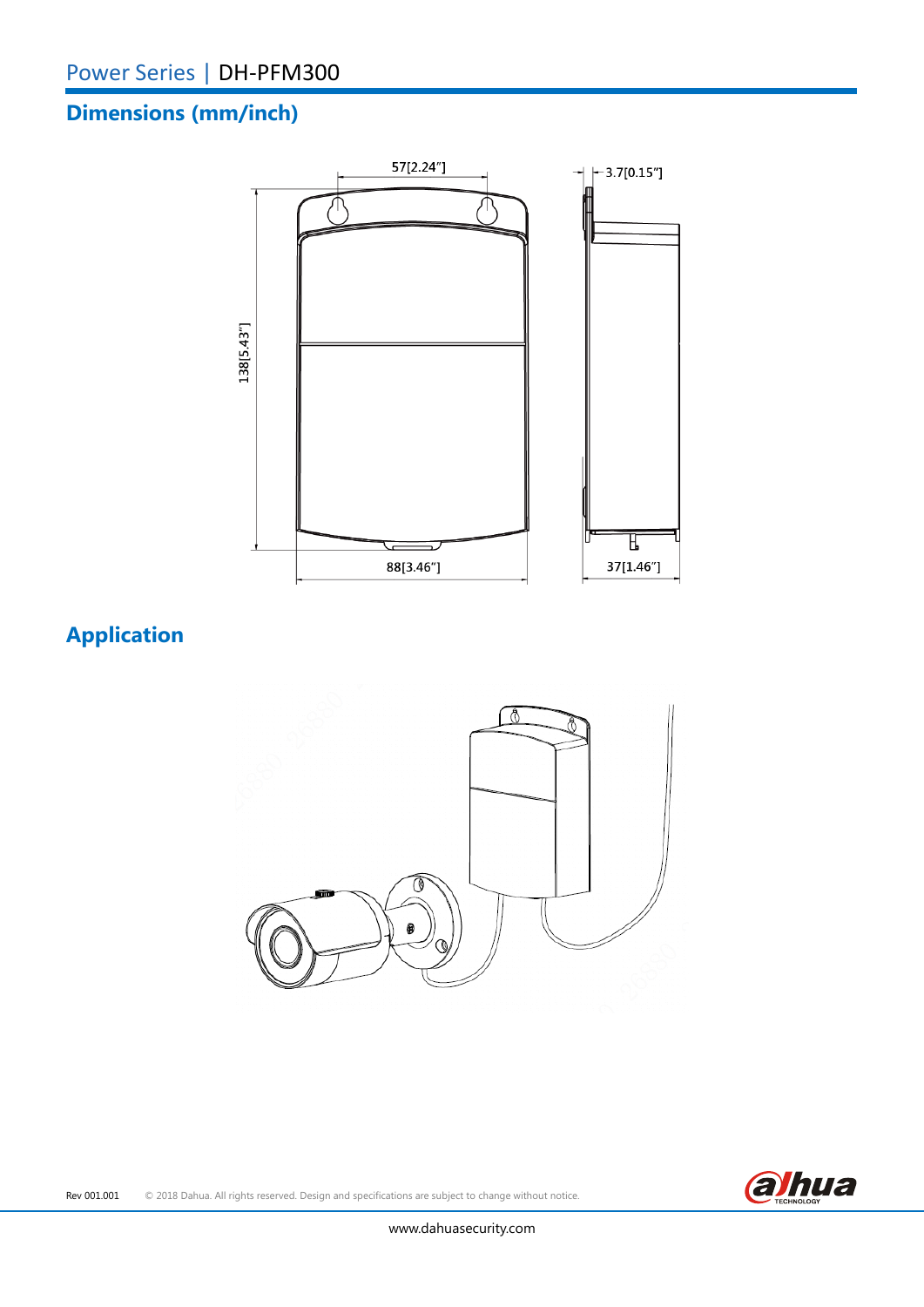## Dimensions (mm/inch)

57[2.24"]

3.7[0.15"]

138[5.43"]

88[3.46"]

37[1.46"]

## Application

Rev 001.001 © 2018 Dahua. All rights reserved. Design and specifications are subject to change without notice.

www.dahuasecurity.com